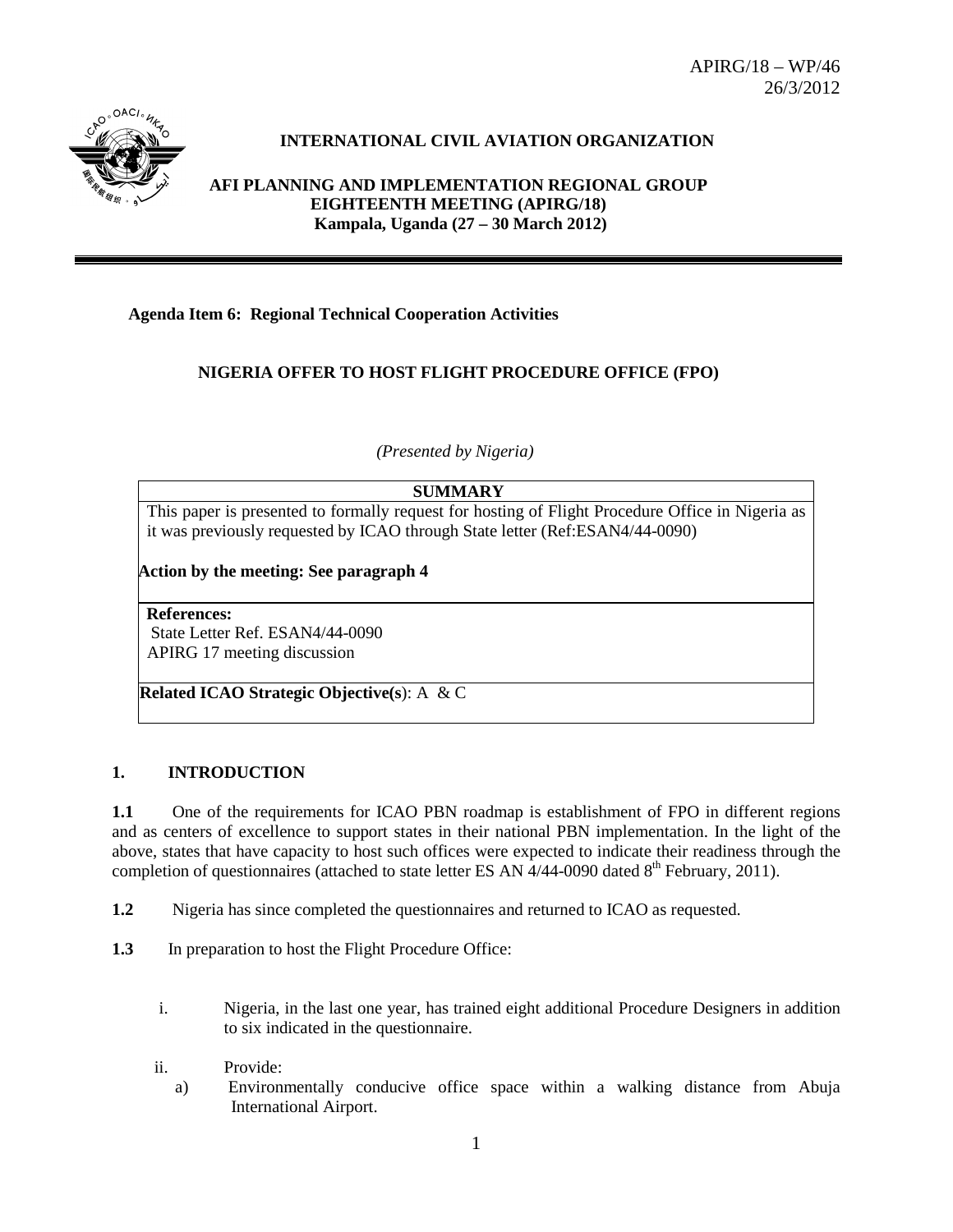APIRG/18 – WP/46
26/3/2012

**INTERNATIONAL CIVIL AVIATION ORGANIZATION**

**AFI PLANNING AND IMPLEMENTATION REGIONAL GROUP EIGHTEENTH MEETING (APIRG/18)**
**Kampala, Uganda (27 – 30 March 2012)**

---

**Agenda Item 6: Regional Technical Cooperation Activities**

## NIGERIA OFFER TO HOST FLIGHT PROCEDURE OFFICE (FPO)

*(Presented by Nigeria)*

| **SUMMARY** |
|---|
| This paper is presented to formally request for hosting of Flight Procedure Office in Nigeria as it was previously requested by ICAO through State letter (Ref:ESAN4/44-0090)<br><br>**Action by the meeting: See paragraph 4** |
| **References:**<br>State Letter Ref. ESAN4/44-0090<br>APIRG 17 meeting discussion |
| **Related ICAO Strategic Objective(s)**: A & C |

## 1. INTRODUCTION

**1.1** One of the requirements for ICAO PBN roadmap is establishment of FPO in different regions and as centers of excellence to support states in their national PBN implementation. In the light of the above, states that have capacity to host such offices were expected to indicate their readiness through the completion of questionnaires (attached to state letter ES AN 4/44-0090 dated 8th February, 2011).

**1.2** Nigeria has since completed the questionnaires and returned to ICAO as requested.

**1.3** In preparation to host the Flight Procedure Office:

i. Nigeria, in the last one year, has trained eight additional Procedure Designers in addition to six indicated in the questionnaire.

ii. Provide:

a) Environmentally conducive office space within a walking distance from Abuja International Airport.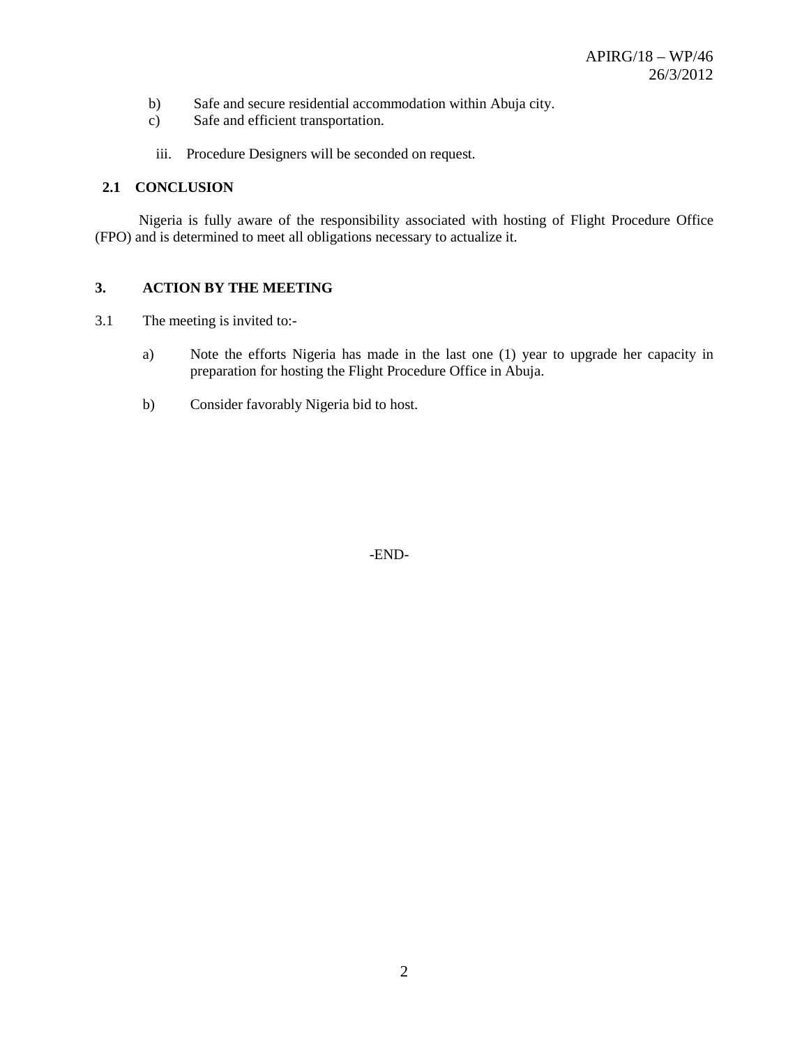b) Safe and secure residential accommodation within Abuja city.

c) Safe and efficient transportation.

iii. Procedure Designers will be seconded on request.

## 2.1 CONCLUSION

Nigeria is fully aware of the responsibility associated with hosting of Flight Procedure Office (FPO) and is determined to meet all obligations necessary to actualize it.

## 3. ACTION BY THE MEETING

3.1 The meeting is invited to:-

a) Note the efforts Nigeria has made in the last one (1) year to upgrade her capacity in preparation for hosting the Flight Procedure Office in Abuja.

b) Consider favorably Nigeria bid to host.

-END-